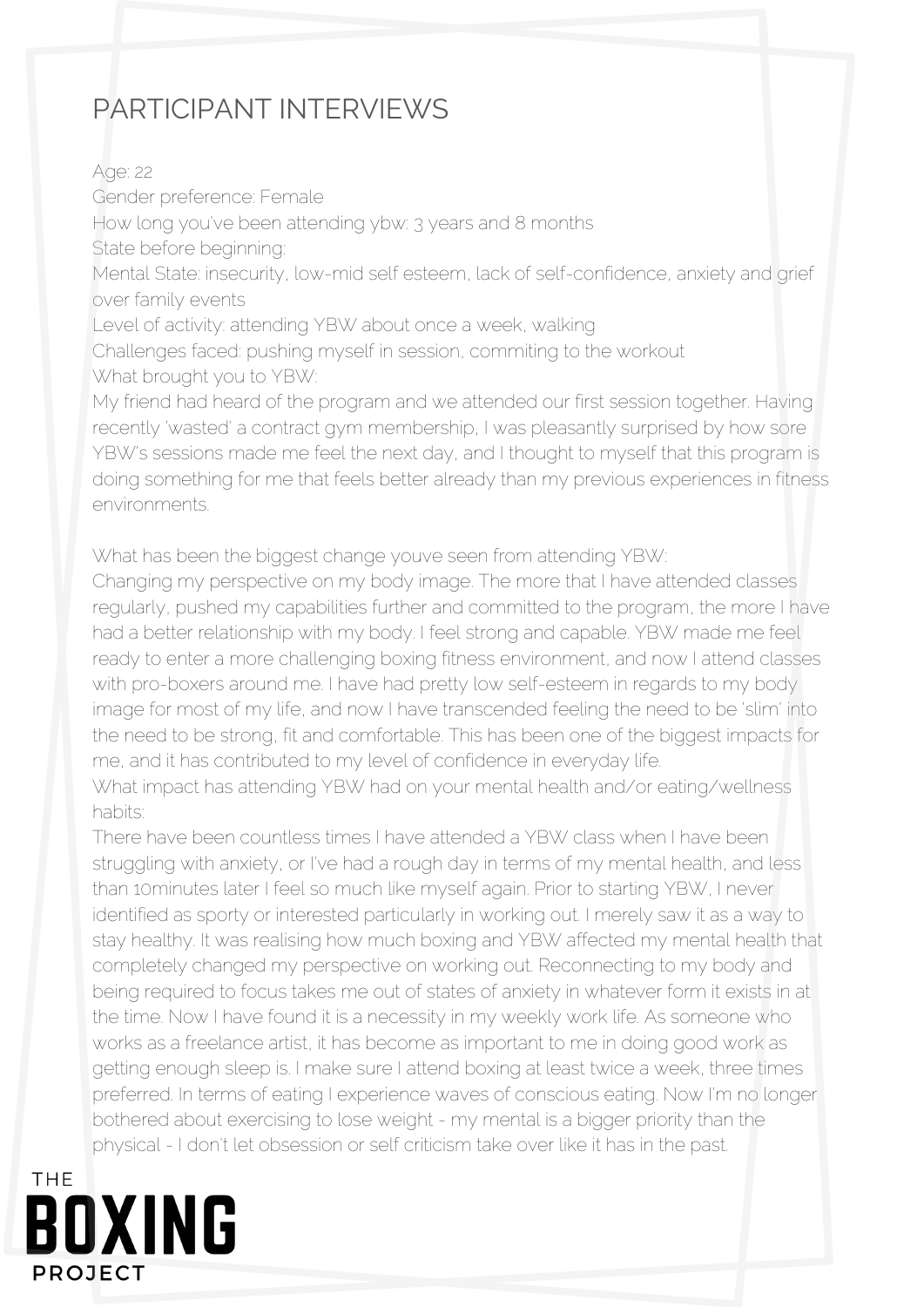# PARTICIPANT INTERVIEWS

Age: 22
Gender preference: Female
How long you've been attending ybw: 3 years and 8 months
State before beginning:
Mental State: insecurity, low-mid self esteem, lack of self-confidence, anxiety and grief over family events
Level of activity: attending YBW about once a week, walking
Challenges faced: pushing myself in session, commiting to the workout
What brought you to YBW:
My friend had heard of the program and we attended our first session together. Having recently 'wasted' a contract gym membership, I was pleasantly surprised by how sore YBW's sessions made me feel the next day, and I thought to myself that this program is doing something for me that feels better already than my previous experiences in fitness environments.

What has been the biggest change youve seen from attending YBW:
Changing my perspective on my body image. The more that I have attended classes regularly, pushed my capabilities further and committed to the program, the more I have had a better relationship with my body. I feel strong and capable. YBW made me feel ready to enter a more challenging boxing fitness environment, and now I attend classes with pro-boxers around me. I have had pretty low self-esteem in regards to my body image for most of my life, and now I have transcended feeling the need to be 'slim' into the need to be strong, fit and comfortable. This has been one of the biggest impacts for me, and it has contributed to my level of confidence in everyday life.
What impact has attending YBW had on your mental health and/or eating/wellness habits:
There have been countless times I have attended a YBW class when I have been struggling with anxiety, or I've had a rough day in terms of my mental health, and less than 10minutes later I feel so much like myself again. Prior to starting YBW, I never identified as sporty or interested particularly in working out. I merely saw it as a way to stay healthy. It was realising how much boxing and YBW affected my mental health that completely changed my perspective on working out. Reconnecting to my body and being required to focus takes me out of states of anxiety in whatever form it exists in at the time. Now I have found it is a necessity in my weekly work life. As someone who works as a freelance artist, it has become as important to me in doing good work as getting enough sleep is. I make sure I attend boxing at least twice a week, three times preferred. In terms of eating I experience waves of conscious eating. Now I'm no longer bothered about exercising to lose weight - my mental is a bigger priority than the physical - I don't let obsession or self criticism take over like it has in the past.

THE BOXING PROJECT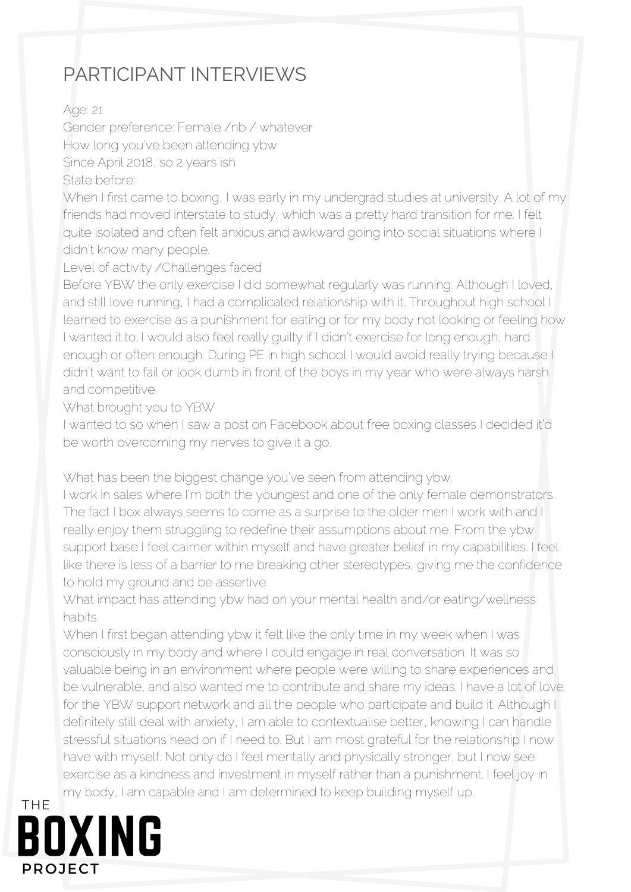# PARTICIPANT INTERVIEWS

Age: 21

Gender preference: Female /nb / whatever

How long you've been attending ybw

Since April 2018, so 2 years ish

State before:

When I first came to boxing, I was early in my undergrad studies at university. A lot of my friends had moved interstate to study, which was a pretty hard transition for me. I felt quite isolated and often felt anxious and awkward going into social situations where I didn't know many people.

Level of activity /Challenges faced

Before YBW the only exercise I did somewhat regularly was running. Although I loved, and still love running, I had a complicated relationship with it. Throughout high school I learned to exercise as a punishment for eating or for my body not looking or feeling how I wanted it to. I would also feel really guilty if I didn't exercise for long enough, hard enough or often enough. During PE in high school I would avoid really trying because I didn't want to fail or look dumb in front of the boys in my year who were always harsh and competitive.

What brought you to YBW

I wanted to so when I saw a post on Facebook about free boxing classes I decided it'd be worth overcoming my nerves to give it a go.

What has been the biggest change you've seen from attending ybw.

I work in sales where I'm both the youngest and one of the only female demonstrators. The fact I box always seems to come as a surprise to the older men I work with and I really enjoy them struggling to redefine their assumptions about me. From the ybw support base I feel calmer within myself and have greater belief in my capabilities. I feel like there is less of a barrier to me breaking other stereotypes, giving me the confidence to hold my ground and be assertive.

What impact has attending ybw had on your mental health and/or eating/wellness habits

When I first began attending ybw it felt like the only time in my week when I was consciously in my body and where I could engage in real conversation. It was so valuable being in an environment where people were willing to share experiences and be vulnerable, and also wanted me to contribute and share my ideas. I have a lot of love for the YBW support network and all the people who participate and build it. Although I definitely still deal with anxiety, I am able to contextualise better, knowing I can handle stressful situations head on if I need to. But I am most grateful for the relationship I now have with myself. Not only do I feel mentally and physically stronger, but I now see exercise as a kindness and investment in myself rather than a punishment. I feel joy in my body, I am capable and I am determined to keep building myself up.

THE BOXING PROJECT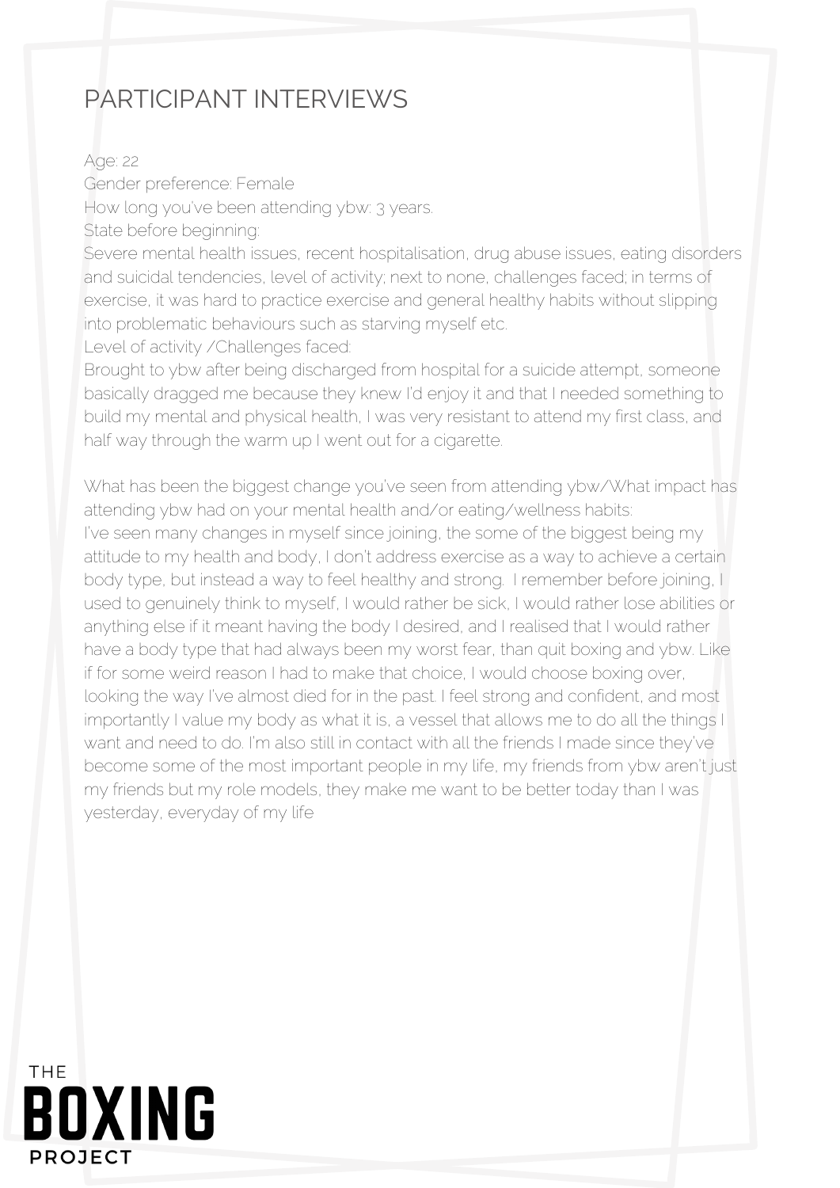# PARTICIPANT INTERVIEWS

Age: 22
Gender preference: Female
How long you've been attending ybw: 3 years.
State before beginning:
Severe mental health issues, recent hospitalisation, drug abuse issues, eating disorders and suicidal tendencies, level of activity; next to none, challenges faced; in terms of exercise, it was hard to practice exercise and general healthy habits without slipping into problematic behaviours such as starving myself etc.
Level of activity /Challenges faced:
Brought to ybw after being discharged from hospital for a suicide attempt, someone basically dragged me because they knew I'd enjoy it and that I needed something to build my mental and physical health, I was very resistant to attend my first class, and half way through the warm up I went out for a cigarette.

What has been the biggest change you've seen from attending ybw/What impact has attending ybw had on your mental health and/or eating/wellness habits:
I've seen many changes in myself since joining, the some of the biggest being my attitude to my health and body, I don't address exercise as a way to achieve a certain body type, but instead a way to feel healthy and strong. I remember before joining, I used to genuinely think to myself, I would rather be sick, I would rather lose abilities or anything else if it meant having the body I desired, and I realised that I would rather have a body type that had always been my worst fear, than quit boxing and ybw. Like if for some weird reason I had to make that choice, I would choose boxing over, looking the way I've almost died for in the past. I feel strong and confident, and most importantly I value my body as what it is, a vessel that allows me to do all the things I want and need to do. I'm also still in contact with all the friends I made since they've become some of the most important people in my life, my friends from ybw aren't just my friends but my role models, they make me want to be better today than I was yesterday, everyday of my life

THE
BOXING
PROJECT